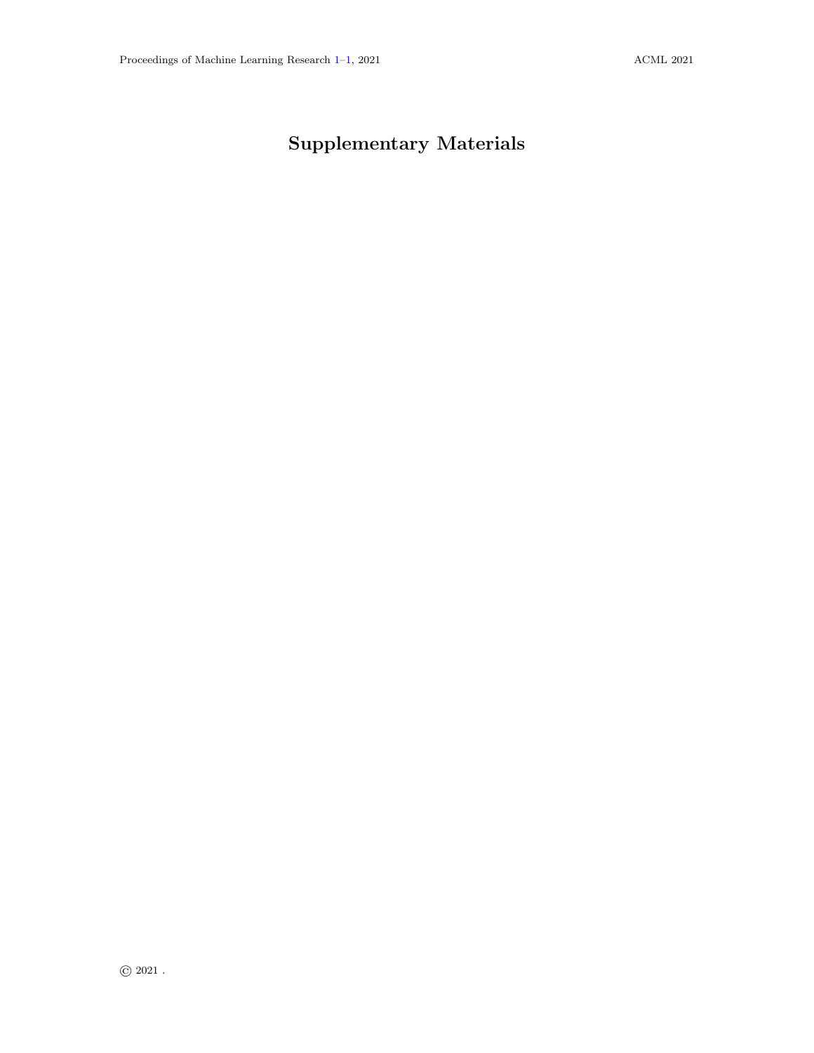# Supplementary Materials

© 2021 .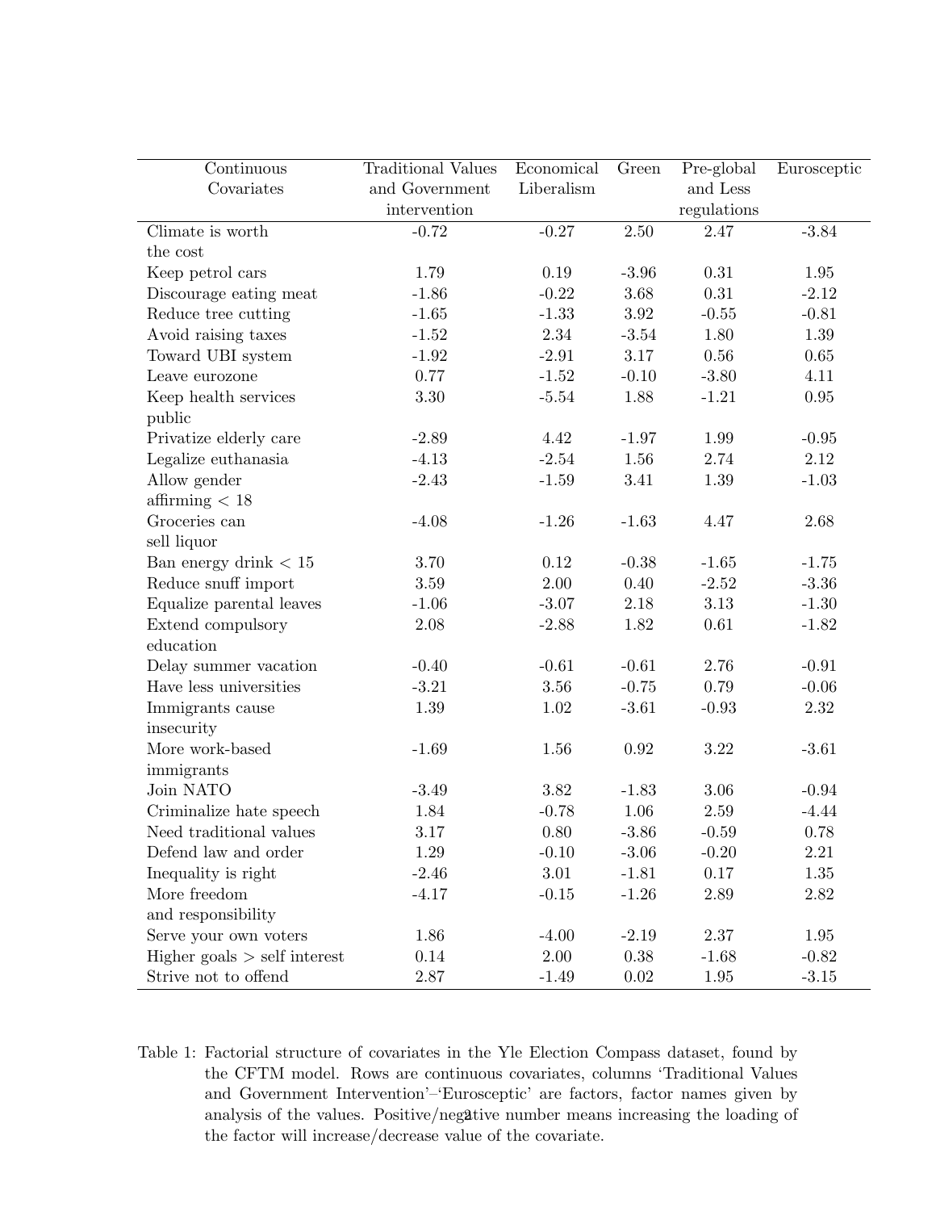| Continuous Covariates | Traditional Values and Government intervention | Economical Liberalism | Green | Pre-global and Less regulations | Eurosceptic |
|---|---|---|---|---|---|
| Climate is worth the cost | -0.72 | -0.27 | 2.50 | 2.47 | -3.84 |
| Keep petrol cars | 1.79 | 0.19 | -3.96 | 0.31 | 1.95 |
| Discourage eating meat | -1.86 | -0.22 | 3.68 | 0.31 | -2.12 |
| Reduce tree cutting | -1.65 | -1.33 | 3.92 | -0.55 | -0.81 |
| Avoid raising taxes | -1.52 | 2.34 | -3.54 | 1.80 | 1.39 |
| Toward UBI system | -1.92 | -2.91 | 3.17 | 0.56 | 0.65 |
| Leave eurozone | 0.77 | -1.52 | -0.10 | -3.80 | 4.11 |
| Keep health services public | 3.30 | -5.54 | 1.88 | -1.21 | 0.95 |
| Privatize elderly care | -2.89 | 4.42 | -1.97 | 1.99 | -0.95 |
| Legalize euthanasia | -4.13 | -2.54 | 1.56 | 2.74 | 2.12 |
| Allow gender affirming < 18 | -2.43 | -1.59 | 3.41 | 1.39 | -1.03 |
| Groceries can sell liquor | -4.08 | -1.26 | -1.63 | 4.47 | 2.68 |
| Ban energy drink < 15 | 3.70 | 0.12 | -0.38 | -1.65 | -1.75 |
| Reduce snuff import | 3.59 | 2.00 | 0.40 | -2.52 | -3.36 |
| Equalize parental leaves | -1.06 | -3.07 | 2.18 | 3.13 | -1.30 |
| Extend compulsory education | 2.08 | -2.88 | 1.82 | 0.61 | -1.82 |
| Delay summer vacation | -0.40 | -0.61 | -0.61 | 2.76 | -0.91 |
| Have less universities | -3.21 | 3.56 | -0.75 | 0.79 | -0.06 |
| Immigrants cause insecurity | 1.39 | 1.02 | -3.61 | -0.93 | 2.32 |
| More work-based immigrants | -1.69 | 1.56 | 0.92 | 3.22 | -3.61 |
| Join NATO | -3.49 | 3.82 | -1.83 | 3.06 | -0.94 |
| Criminalize hate speech | 1.84 | -0.78 | 1.06 | 2.59 | -4.44 |
| Need traditional values | 3.17 | 0.80 | -3.86 | -0.59 | 0.78 |
| Defend law and order | 1.29 | -0.10 | -3.06 | -0.20 | 2.21 |
| Inequality is right | -2.46 | 3.01 | -1.81 | 0.17 | 1.35 |
| More freedom and responsibility | -4.17 | -0.15 | -1.26 | 2.89 | 2.82 |
| Serve your own voters | 1.86 | -4.00 | -2.19 | 2.37 | 1.95 |
| Higher goals > self interest | 0.14 | 2.00 | 0.38 | -1.68 | -0.82 |
| Strive not to offend | 2.87 | -1.49 | 0.02 | 1.95 | -3.15 |

Table 1: Factorial structure of covariates in the Yle Election Compass dataset, found by the CFTM model. Rows are continuous covariates, columns 'Traditional Values and Government Intervention'–'Eurosceptic' are factors, factor names given by analysis of the values. Positive/negative number means increasing the loading of the factor will increase/decrease value of the covariate.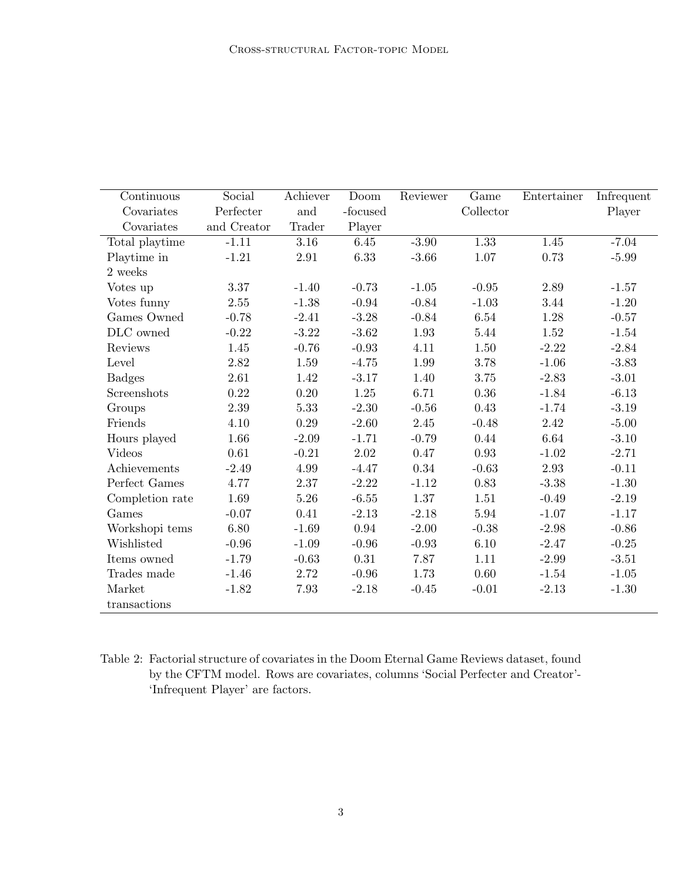| Continuous Covariates Covariates | Social Perfecter and Creator | Achiever and Trader | Doom -focused Player | Reviewer | Game Collector | Entertainer | Infrequent Player |
|---|---|---|---|---|---|---|---|
| Total playtime | -1.11 | 3.16 | 6.45 | -3.90 | 1.33 | 1.45 | -7.04 |
| Playtime in 2 weeks | -1.21 | 2.91 | 6.33 | -3.66 | 1.07 | 0.73 | -5.99 |
| Votes up | 3.37 | -1.40 | -0.73 | -1.05 | -0.95 | 2.89 | -1.57 |
| Votes funny | 2.55 | -1.38 | -0.94 | -0.84 | -1.03 | 3.44 | -1.20 |
| Games Owned | -0.78 | -2.41 | -3.28 | -0.84 | 6.54 | 1.28 | -0.57 |
| DLC owned | -0.22 | -3.22 | -3.62 | 1.93 | 5.44 | 1.52 | -1.54 |
| Reviews | 1.45 | -0.76 | -0.93 | 4.11 | 1.50 | -2.22 | -2.84 |
| Level | 2.82 | 1.59 | -4.75 | 1.99 | 3.78 | -1.06 | -3.83 |
| Badges | 2.61 | 1.42 | -3.17 | 1.40 | 3.75 | -2.83 | -3.01 |
| Screenshots | 0.22 | 0.20 | 1.25 | 6.71 | 0.36 | -1.84 | -6.13 |
| Groups | 2.39 | 5.33 | -2.30 | -0.56 | 0.43 | -1.74 | -3.19 |
| Friends | 4.10 | 0.29 | -2.60 | 2.45 | -0.48 | 2.42 | -5.00 |
| Hours played | 1.66 | -2.09 | -1.71 | -0.79 | 0.44 | 6.64 | -3.10 |
| Videos | 0.61 | -0.21 | 2.02 | 0.47 | 0.93 | -1.02 | -2.71 |
| Achievements | -2.49 | 4.99 | -4.47 | 0.34 | -0.63 | 2.93 | -0.11 |
| Perfect Games | 4.77 | 2.37 | -2.22 | -1.12 | 0.83 | -3.38 | -1.30 |
| Completion rate | 1.69 | 5.26 | -6.55 | 1.37 | 1.51 | -0.49 | -2.19 |
| Games | -0.07 | 0.41 | -2.13 | -2.18 | 5.94 | -1.07 | -1.17 |
| Workshopi tems | 6.80 | -1.69 | 0.94 | -2.00 | -0.38 | -2.98 | -0.86 |
| Wishlisted | -0.96 | -1.09 | -0.96 | -0.93 | 6.10 | -2.47 | -0.25 |
| Items owned | -1.79 | -0.63 | 0.31 | 7.87 | 1.11 | -2.99 | -3.51 |
| Trades made | -1.46 | 2.72 | -0.96 | 1.73 | 0.60 | -1.54 | -1.05 |
| Market transactions | -1.82 | 7.93 | -2.18 | -0.45 | -0.01 | -2.13 | -1.30 |

Table 2: Factorial structure of covariates in the Doom Eternal Game Reviews dataset, found by the CFTM model. Rows are covariates, columns 'Social Perfecter and Creator'-'Infrequent Player' are factors.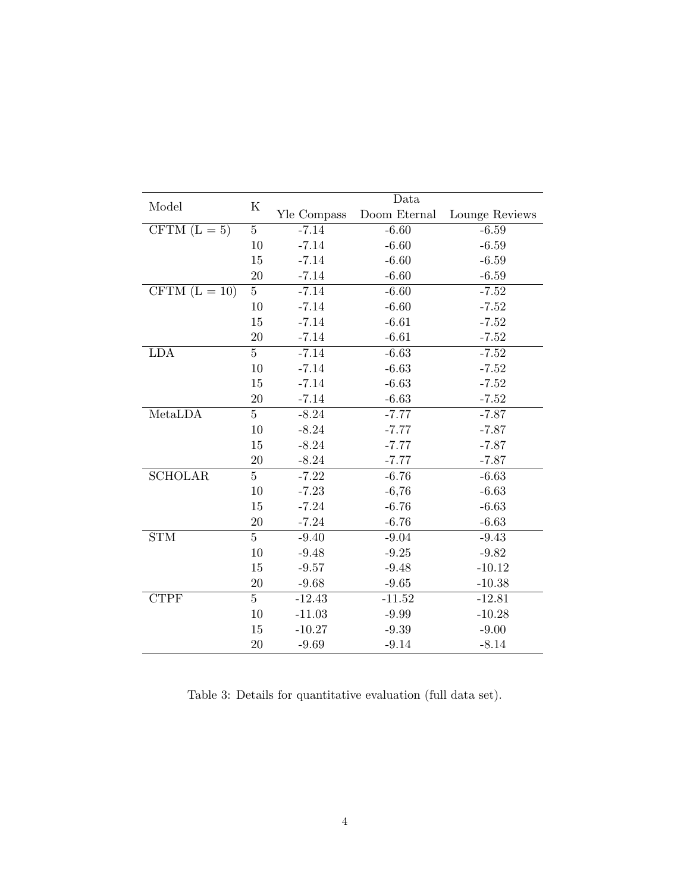| Model | K | Data | | |
|---|---|---|---|---|
| | | Yle Compass | Doom Eternal | Lounge Reviews |
| CFTM (L = 5) | 5 | -7.14 | -6.60 | -6.59 |
| | 10 | -7.14 | -6.60 | -6.59 |
| | 15 | -7.14 | -6.60 | -6.59 |
| | 20 | -7.14 | -6.60 | -6.59 |
| CFTM (L = 10) | 5 | -7.14 | -6.60 | -7.52 |
| | 10 | -7.14 | -6.60 | -7.52 |
| | 15 | -7.14 | -6.61 | -7.52 |
| | 20 | -7.14 | -6.61 | -7.52 |
| LDA | 5 | -7.14 | -6.63 | -7.52 |
| | 10 | -7.14 | -6.63 | -7.52 |
| | 15 | -7.14 | -6.63 | -7.52 |
| | 20 | -7.14 | -6.63 | -7.52 |
| MetaLDA | 5 | -8.24 | -7.77 | -7.87 |
| | 10 | -8.24 | -7.77 | -7.87 |
| | 15 | -8.24 | -7.77 | -7.87 |
| | 20 | -8.24 | -7.77 | -7.87 |
| SCHOLAR | 5 | -7.22 | -6.76 | -6.63 |
| | 10 | -7.23 | -6,76 | -6.63 |
| | 15 | -7.24 | -6.76 | -6.63 |
| | 20 | -7.24 | -6.76 | -6.63 |
| STM | 5 | -9.40 | -9.04 | -9.43 |
| | 10 | -9.48 | -9.25 | -9.82 |
| | 15 | -9.57 | -9.48 | -10.12 |
| | 20 | -9.68 | -9.65 | -10.38 |
| CTPF | 5 | -12.43 | -11.52 | -12.81 |
| | 10 | -11.03 | -9.99 | -10.28 |
| | 15 | -10.27 | -9.39 | -9.00 |
| | 20 | -9.69 | -9.14 | -8.14 |

Table 3: Details for quantitative evaluation (full data set).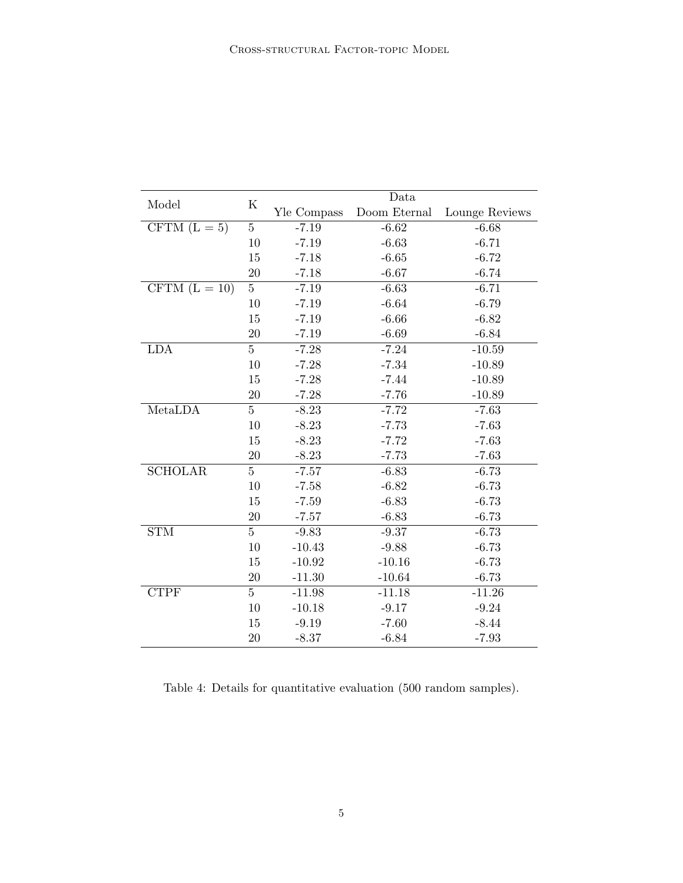| Model | K | Data | | |
|---|---|---|---|---|
| | | Yle Compass | Doom Eternal | Lounge Reviews |
| CFTM (L = 5) | 5 | -7.19 | -6.62 | -6.68 |
| | 10 | -7.19 | -6.63 | -6.71 |
| | 15 | -7.18 | -6.65 | -6.72 |
| | 20 | -7.18 | -6.67 | -6.74 |
| CFTM (L = 10) | 5 | -7.19 | -6.63 | -6.71 |
| | 10 | -7.19 | -6.64 | -6.79 |
| | 15 | -7.19 | -6.66 | -6.82 |
| | 20 | -7.19 | -6.69 | -6.84 |
| LDA | 5 | -7.28 | -7.24 | -10.59 |
| | 10 | -7.28 | -7.34 | -10.89 |
| | 15 | -7.28 | -7.44 | -10.89 |
| | 20 | -7.28 | -7.76 | -10.89 |
| MetaLDA | 5 | -8.23 | -7.72 | -7.63 |
| | 10 | -8.23 | -7.73 | -7.63 |
| | 15 | -8.23 | -7.72 | -7.63 |
| | 20 | -8.23 | -7.73 | -7.63 |
| SCHOLAR | 5 | -7.57 | -6.83 | -6.73 |
| | 10 | -7.58 | -6.82 | -6.73 |
| | 15 | -7.59 | -6.83 | -6.73 |
| | 20 | -7.57 | -6.83 | -6.73 |
| STM | 5 | -9.83 | -9.37 | -6.73 |
| | 10 | -10.43 | -9.88 | -6.73 |
| | 15 | -10.92 | -10.16 | -6.73 |
| | 20 | -11.30 | -10.64 | -6.73 |
| CTPF | 5 | -11.98 | -11.18 | -11.26 |
| | 10 | -10.18 | -9.17 | -9.24 |
| | 15 | -9.19 | -7.60 | -8.44 |
| | 20 | -8.37 | -6.84 | -7.93 |

Table 4: Details for quantitative evaluation (500 random samples).